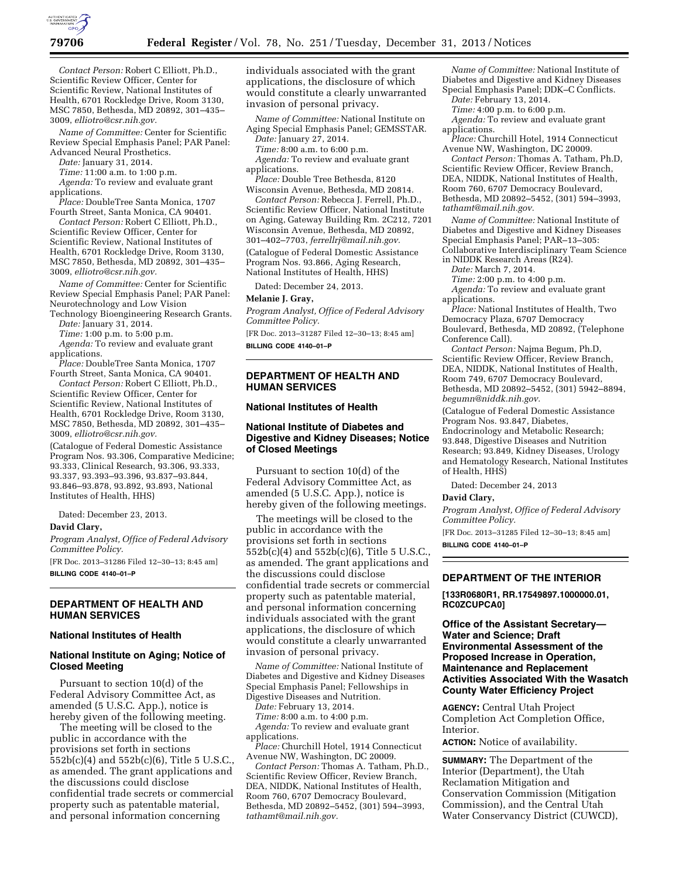*Contact Person:* Robert C Elliott, Ph.D., Scientific Review Officer, Center for Scientific Review, National Institutes of Health, 6701 Rockledge Drive, Room 3130, MSC 7850, Bethesda, MD 20892, 301–435–3009, *elliotro@csr.nih.gov.*

*Name of Committee:* Center for Scientific Review Special Emphasis Panel; PAR Panel: Advanced Neural Prosthetics.

*Date:* January 31, 2014.

*Time:* 11:00 a.m. to 1:00 p.m.

*Agenda:* To review and evaluate grant applications.

*Place:* DoubleTree Santa Monica, 1707 Fourth Street, Santa Monica, CA 90401.

*Contact Person:* Robert C Elliott, Ph.D., Scientific Review Officer, Center for Scientific Review, National Institutes of Health, 6701 Rockledge Drive, Room 3130, MSC 7850, Bethesda, MD 20892, 301–435–3009, *elliotro@csr.nih.gov.*

*Name of Committee:* Center for Scientific Review Special Emphasis Panel; PAR Panel: Neurotechnology and Low Vision Technology Bioengineering Research Grants.

*Date:* January 31, 2014.

*Time:* 1:00 p.m. to 5:00 p.m.

*Agenda:* To review and evaluate grant applications.

*Place:* DoubleTree Santa Monica, 1707 Fourth Street, Santa Monica, CA 90401.

*Contact Person:* Robert C Elliott, Ph.D., Scientific Review Officer, Center for Scientific Review, National Institutes of Health, 6701 Rockledge Drive, Room 3130, MSC 7850, Bethesda, MD 20892, 301–435–3009, *elliotro@csr.nih.gov.*

(Catalogue of Federal Domestic Assistance Program Nos. 93.306, Comparative Medicine; 93.333, Clinical Research, 93.306, 93.333, 93.337, 93.393–93.396, 93.837–93.844, 93.846–93.878, 93.892, 93.893, National Institutes of Health, HHS)

Dated: December 23, 2013.

**David Clary,**

*Program Analyst, Office of Federal Advisory Committee Policy.*

[FR Doc. 2013–31286 Filed 12–30–13; 8:45 am]

**BILLING CODE 4140–01–P**

## DEPARTMENT OF HEALTH AND HUMAN SERVICES

### National Institutes of Health

### National Institute on Aging; Notice of Closed Meeting

Pursuant to section 10(d) of the Federal Advisory Committee Act, as amended (5 U.S.C. App.), notice is hereby given of the following meeting.

The meeting will be closed to the public in accordance with the provisions set forth in sections 552b(c)(4) and 552b(c)(6), Title 5 U.S.C., as amended. The grant applications and the discussions could disclose confidential trade secrets or commercial property such as patentable material, and personal information concerning individuals associated with the grant applications, the disclosure of which would constitute a clearly unwarranted invasion of personal privacy.

*Name of Committee:* National Institute on Aging Special Emphasis Panel; GEMSSTAR.

*Date:* January 27, 2014.

*Time:* 8:00 a.m. to 6:00 p.m.

*Agenda:* To review and evaluate grant applications.

*Place:* Double Tree Bethesda, 8120 Wisconsin Avenue, Bethesda, MD 20814.

*Contact Person:* Rebecca J. Ferrell, Ph.D., Scientific Review Officer, National Institute on Aging, Gateway Building Rm. 2C212, 7201 Wisconsin Avenue, Bethesda, MD 20892, 301–402–7703, *ferrellrj@mail.nih.gov.*

(Catalogue of Federal Domestic Assistance Program Nos. 93.866, Aging Research, National Institutes of Health, HHS)

Dated: December 24, 2013.

**Melanie J. Gray,**

*Program Analyst, Office of Federal Advisory Committee Policy.*

[FR Doc. 2013–31287 Filed 12–30–13; 8:45 am]

**BILLING CODE 4140–01–P**

## DEPARTMENT OF HEALTH AND HUMAN SERVICES

### National Institutes of Health

### National Institute of Diabetes and Digestive and Kidney Diseases; Notice of Closed Meetings

Pursuant to section 10(d) of the Federal Advisory Committee Act, as amended (5 U.S.C. App.), notice is hereby given of the following meetings.

The meetings will be closed to the public in accordance with the provisions set forth in sections 552b(c)(4) and 552b(c)(6), Title 5 U.S.C., as amended. The grant applications and the discussions could disclose confidential trade secrets or commercial property such as patentable material, and personal information concerning individuals associated with the grant applications, the disclosure of which would constitute a clearly unwarranted invasion of personal privacy.

*Name of Committee:* National Institute of Diabetes and Digestive and Kidney Diseases Special Emphasis Panel; Fellowships in Digestive Diseases and Nutrition.

*Date:* February 13, 2014.

*Time:* 8:00 a.m. to 4:00 p.m.

*Agenda:* To review and evaluate grant applications.

*Place:* Churchill Hotel, 1914 Connecticut Avenue NW, Washington, DC 20009.

*Contact Person:* Thomas A. Tatham, Ph.D., Scientific Review Officer, Review Branch, DEA, NIDDK, National Institutes of Health, Room 760, 6707 Democracy Boulevard, Bethesda, MD 20892–5452, (301) 594–3993, *tathamt@mail.nih.gov.*

*Name of Committee:* National Institute of Diabetes and Digestive and Kidney Diseases Special Emphasis Panel; DDK–C Conflicts.

*Date:* February 13, 2014.

*Time:* 4:00 p.m. to 6:00 p.m.

*Agenda:* To review and evaluate grant applications.

*Place:* Churchill Hotel, 1914 Connecticut Avenue NW, Washington, DC 20009.

*Contact Person:* Thomas A. Tatham, Ph.D, Scientific Review Officer, Review Branch, DEA, NIDDK, National Institutes of Health, Room 760, 6707 Democracy Boulevard, Bethesda, MD 20892–5452, (301) 594–3993, *tathamt@mail.nih.gov.*

*Name of Committee:* National Institute of Diabetes and Digestive and Kidney Diseases Special Emphasis Panel; PAR–13–305: Collaborative Interdisciplinary Team Science in NIDDK Research Areas (R24).

*Date:* March 7, 2014.

*Time:* 2:00 p.m. to 4:00 p.m.

*Agenda:* To review and evaluate grant applications.

*Place:* National Institutes of Health, Two Democracy Plaza, 6707 Democracy Boulevard, Bethesda, MD 20892, (Telephone Conference Call).

*Contact Person:* Najma Begum, Ph.D, Scientific Review Officer, Review Branch, DEA, NIDDK, National Institutes of Health, Room 749, 6707 Democracy Boulevard, Bethesda, MD 20892–5452, (301) 5942–8894, *begumn@niddk.nih.gov.*

(Catalogue of Federal Domestic Assistance Program Nos. 93.847, Diabetes, Endocrinology and Metabolic Research; 93.848, Digestive Diseases and Nutrition Research; 93.849, Kidney Diseases, Urology and Hematology Research, National Institutes of Health, HHS)

Dated: December 24, 2013

**David Clary,**

*Program Analyst, Office of Federal Advisory Committee Policy.*

[FR Doc. 2013–31285 Filed 12–30–13; 8:45 am]

**BILLING CODE 4140–01–P**

## DEPARTMENT OF THE INTERIOR

**[133R0680R1, RR.17549897.1000000.01, RC0ZCUPCA0]**

### Office of the Assistant Secretary—Water and Science; Draft Environmental Assessment of the Proposed Increase in Operation, Maintenance and Replacement Activities Associated With the Wasatch County Water Efficiency Project

**AGENCY:** Central Utah Project Completion Act Completion Office, Interior.

**ACTION:** Notice of availability.

**SUMMARY:** The Department of the Interior (Department), the Utah Reclamation Mitigation and Conservation Commission (Mitigation Commission), and the Central Utah Water Conservancy District (CUWCD),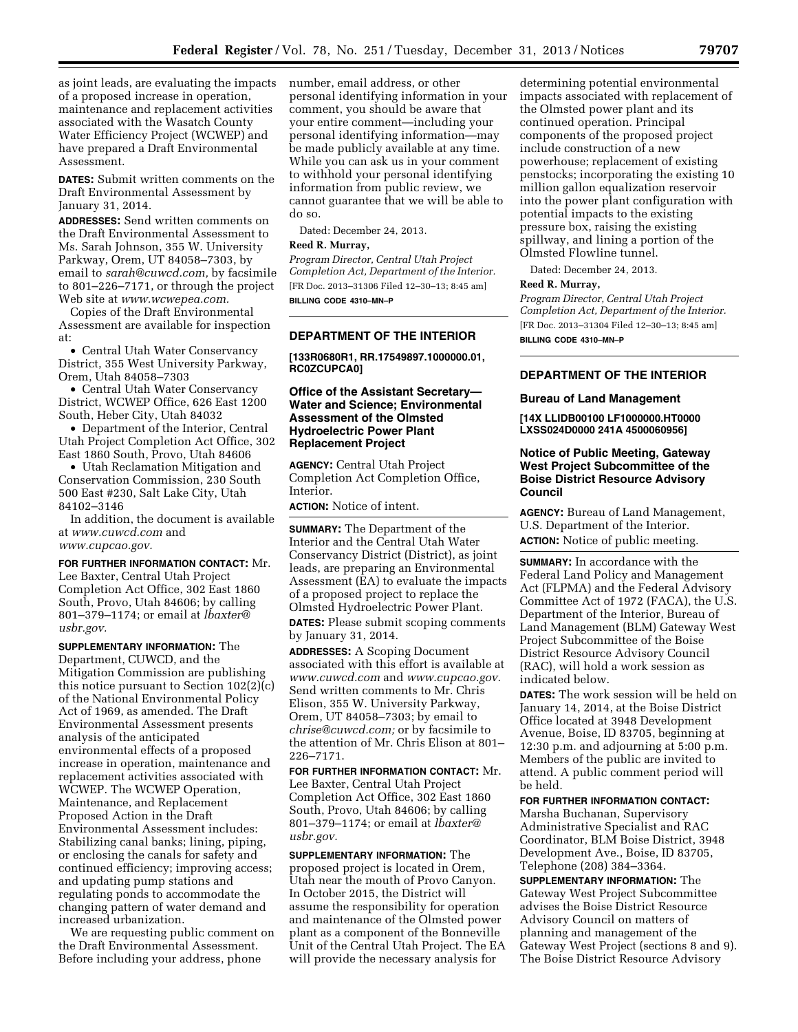as joint leads, are evaluating the impacts of a proposed increase in operation, maintenance and replacement activities associated with the Wasatch County Water Efficiency Project (WCWEP) and have prepared a Draft Environmental Assessment.

**DATES:** Submit written comments on the Draft Environmental Assessment by January 31, 2014.

**ADDRESSES:** Send written comments on the Draft Environmental Assessment to Ms. Sarah Johnson, 355 W. University Parkway, Orem, UT 84058–7303, by email to *sarah@cuwcd.com,* by facsimile to 801–226–7171, or through the project Web site at *www.wcwepea.com.*

Copies of the Draft Environmental Assessment are available for inspection at:

- Central Utah Water Conservancy District, 355 West University Parkway, Orem, Utah 84058–7303
- Central Utah Water Conservancy District, WCWEP Office, 626 East 1200 South, Heber City, Utah 84032
- Department of the Interior, Central Utah Project Completion Act Office, 302 East 1860 South, Provo, Utah 84606
- Utah Reclamation Mitigation and Conservation Commission, 230 South 500 East #230, Salt Lake City, Utah 84102–3146

In addition, the document is available at *www.cuwcd.com* and *www.cupcao.gov.*

**FOR FURTHER INFORMATION CONTACT:** Mr. Lee Baxter, Central Utah Project Completion Act Office, 302 East 1860 South, Provo, Utah 84606; by calling 801–379–1174; or email at *lbaxter@usbr.gov.*

**SUPPLEMENTARY INFORMATION:** The Department, CUWCD, and the Mitigation Commission are publishing this notice pursuant to Section 102(2)(c) of the National Environmental Policy Act of 1969, as amended. The Draft Environmental Assessment presents analysis of the anticipated environmental effects of a proposed increase in operation, maintenance and replacement activities associated with WCWEP. The WCWEP Operation, Maintenance, and Replacement Proposed Action in the Draft Environmental Assessment includes: Stabilizing canal banks; lining, piping, or enclosing the canals for safety and continued efficiency; improving access; and updating pump stations and regulating ponds to accommodate the changing pattern of water demand and increased urbanization.

We are requesting public comment on the Draft Environmental Assessment. Before including your address, phone number, email address, or other personal identifying information in your comment, you should be aware that your entire comment—including your personal identifying information—may be made publicly available at any time. While you can ask us in your comment to withhold your personal identifying information from public review, we cannot guarantee that we will be able to do so.

Dated: December 24, 2013.

**Reed R. Murray,**

*Program Director, Central Utah Project Completion Act, Department of the Interior.*

[FR Doc. 2013–31306 Filed 12–30–13; 8:45 am]

**BILLING CODE 4310–MN–P**

---

## DEPARTMENT OF THE INTERIOR

**[133R0680R1, RR.17549897.1000000.01, RC0ZCUPCA0]**

### Office of the Assistant Secretary—Water and Science; Environmental Assessment of the Olmsted Hydroelectric Power Plant Replacement Project

**AGENCY:** Central Utah Project Completion Act Completion Office, Interior.

**ACTION:** Notice of intent.

**SUMMARY:** The Department of the Interior and the Central Utah Water Conservancy District (District), as joint leads, are preparing an Environmental Assessment (EA) to evaluate the impacts of a proposed project to replace the Olmsted Hydroelectric Power Plant.

**DATES:** Please submit scoping comments by January 31, 2014.

**ADDRESSES:** A Scoping Document associated with this effort is available at *www.cuwcd.com* and *www.cupcao.gov.* Send written comments to Mr. Chris Elison, 355 W. University Parkway, Orem, UT 84058–7303; by email to *chrise@cuwcd.com;* or by facsimile to the attention of Mr. Chris Elison at 801–226–7171.

**FOR FURTHER INFORMATION CONTACT:** Mr. Lee Baxter, Central Utah Project Completion Act Office, 302 East 1860 South, Provo, Utah 84606; by calling 801–379–1174; or email at *lbaxter@usbr.gov.*

**SUPPLEMENTARY INFORMATION:** The proposed project is located in Orem, Utah near the mouth of Provo Canyon. In October 2015, the District will assume the responsibility for operation and maintenance of the Olmsted power plant as a component of the Bonneville Unit of the Central Utah Project. The EA will provide the necessary analysis for determining potential environmental impacts associated with replacement of the Olmsted power plant and its continued operation. Principal components of the proposed project include construction of a new powerhouse; replacement of existing penstocks; incorporating the existing 10 million gallon equalization reservoir into the power plant configuration with potential impacts to the existing pressure box, raising the existing spillway, and lining a portion of the Olmsted Flowline tunnel.

Dated: December 24, 2013.

**Reed R. Murray,**

*Program Director, Central Utah Project Completion Act, Department of the Interior.*

[FR Doc. 2013–31304 Filed 12–30–13; 8:45 am]

**BILLING CODE 4310–MN–P**

---

## DEPARTMENT OF THE INTERIOR

### Bureau of Land Management

**[14X LLIDB00100 LF1000000.HT0000 LXSS024D0000 241A 4500060956]**

### Notice of Public Meeting, Gateway West Project Subcommittee of the Boise District Resource Advisory Council

**AGENCY:** Bureau of Land Management, U.S. Department of the Interior.

**ACTION:** Notice of public meeting.

**SUMMARY:** In accordance with the Federal Land Policy and Management Act (FLPMA) and the Federal Advisory Committee Act of 1972 (FACA), the U.S. Department of the Interior, Bureau of Land Management (BLM) Gateway West Project Subcommittee of the Boise District Resource Advisory Council (RAC), will hold a work session as indicated below.

**DATES:** The work session will be held on January 14, 2014, at the Boise District Office located at 3948 Development Avenue, Boise, ID 83705, beginning at 12:30 p.m. and adjourning at 5:00 p.m. Members of the public are invited to attend. A public comment period will be held.

**FOR FURTHER INFORMATION CONTACT:** Marsha Buchanan, Supervisory Administrative Specialist and RAC Coordinator, BLM Boise District, 3948 Development Ave., Boise, ID 83705, Telephone (208) 384–3364.

**SUPPLEMENTARY INFORMATION:** The Gateway West Project Subcommittee advises the Boise District Resource Advisory Council on matters of planning and management of the Gateway West Project (sections 8 and 9). The Boise District Resource Advisory